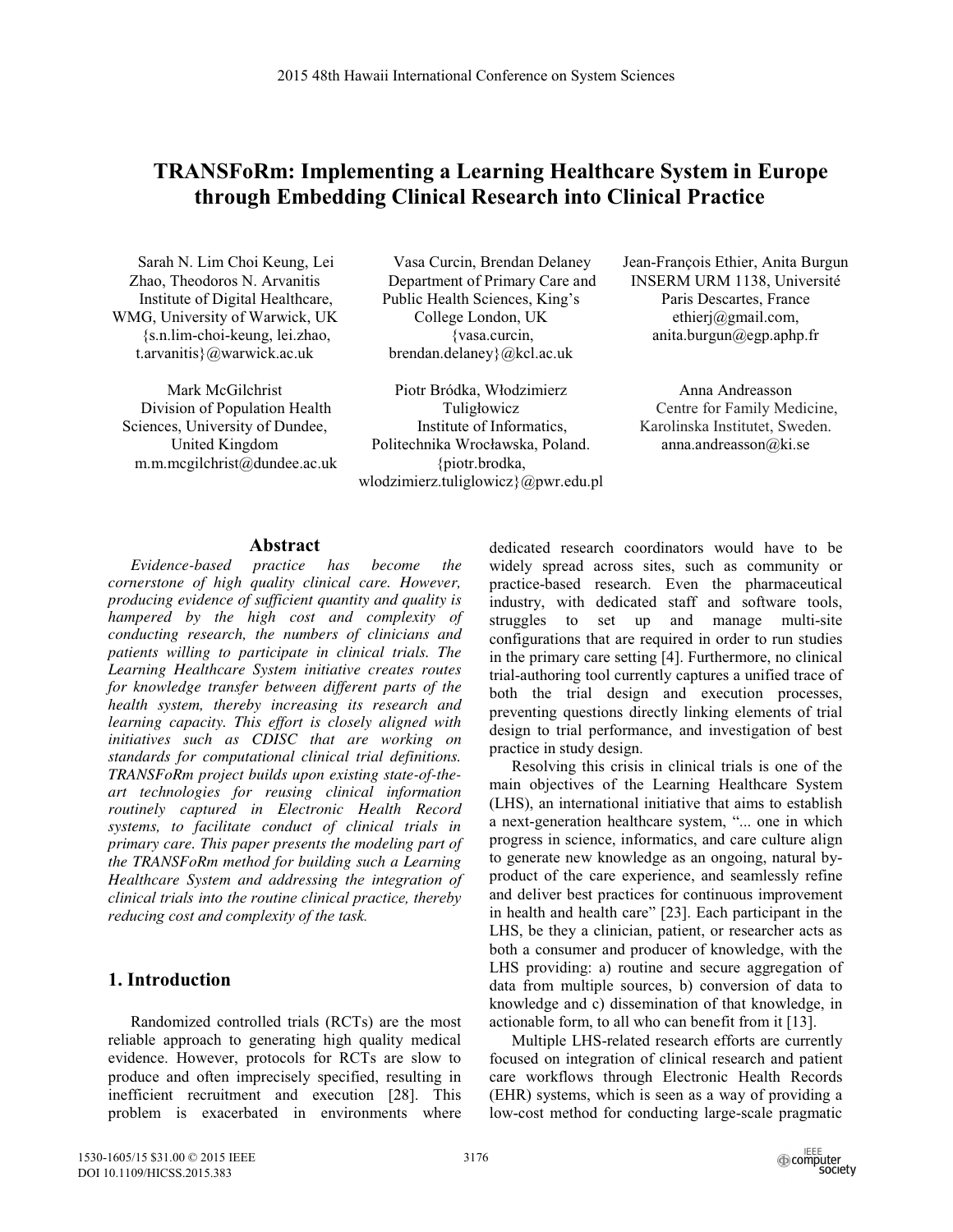# TRANSFoRm: Implementing a Learning Healthcare System in Europe through Embedding Clinical Research into Clinical Practice

Sarah N. Lim Choi Keung, Lei Zhao, Theodoros N. Arvanitis
Institute of Digital Healthcare, WMG, University of Warwick, UK
{s.n.lim-choi-keung, lei.zhao, t.arvanitis}@warwick.ac.uk

Vasa Curcin, Brendan Delaney
Department of Primary Care and Public Health Sciences, King's College London, UK
{vasa.curcin, brendan.delaney}@kcl.ac.uk

Jean-François Ethier, Anita Burgun
INSERM URM 1138, Université Paris Descartes, France
ethierj@gmail.com, anita.burgun@egp.aphp.fr

Mark McGilchrist
Division of Population Health Sciences, University of Dundee, United Kingdom
m.m.mcgilchrist@dundee.ac.uk

Piotr Bródka, Włodzimierz Tuligłowicz
Institute of Informatics, Politechnika Wrocławska, Poland.
{piotr.brodka, wlodzimierz.tuliglowicz}@pwr.edu.pl

Anna Andreasson
Centre for Family Medicine, Karolinska Institutet, Sweden.
anna.andreasson@ki.se

## Abstract

*Evidence-based practice has become the cornerstone of high quality clinical care. However, producing evidence of sufficient quantity and quality is hampered by the high cost and complexity of conducting research, the numbers of clinicians and patients willing to participate in clinical trials. The Learning Healthcare System initiative creates routes for knowledge transfer between different parts of the health system, thereby increasing its research and learning capacity. This effort is closely aligned with initiatives such as CDISC that are working on standards for computational clinical trial definitions. TRANSFoRm project builds upon existing state-of-the-art technologies for reusing clinical information routinely captured in Electronic Health Record systems, to facilitate conduct of clinical trials in primary care. This paper presents the modeling part of the TRANSFoRm method for building such a Learning Healthcare System and addressing the integration of clinical trials into the routine clinical practice, thereby reducing cost and complexity of the task.*

## 1. Introduction

Randomized controlled trials (RCTs) are the most reliable approach to generating high quality medical evidence. However, protocols for RCTs are slow to produce and often imprecisely specified, resulting in inefficient recruitment and execution [28]. This problem is exacerbated in environments where dedicated research coordinators would have to be widely spread across sites, such as community or practice-based research. Even the pharmaceutical industry, with dedicated staff and software tools, struggles to set up and manage multi-site configurations that are required in order to run studies in the primary care setting [4]. Furthermore, no clinical trial-authoring tool currently captures a unified trace of both the trial design and execution processes, preventing questions directly linking elements of trial design to trial performance, and investigation of best practice in study design.

Resolving this crisis in clinical trials is one of the main objectives of the Learning Healthcare System (LHS), an international initiative that aims to establish a next-generation healthcare system, "... one in which progress in science, informatics, and care culture align to generate new knowledge as an ongoing, natural by-product of the care experience, and seamlessly refine and deliver best practices for continuous improvement in health and health care" [23]. Each participant in the LHS, be they a clinician, patient, or researcher acts as both a consumer and producer of knowledge, with the LHS providing: a) routine and secure aggregation of data from multiple sources, b) conversion of data to knowledge and c) dissemination of that knowledge, in actionable form, to all who can benefit from it [13].

Multiple LHS-related research efforts are currently focused on integration of clinical research and patient care workflows through Electronic Health Records (EHR) systems, which is seen as a way of providing a low-cost method for conducting large-scale pragmatic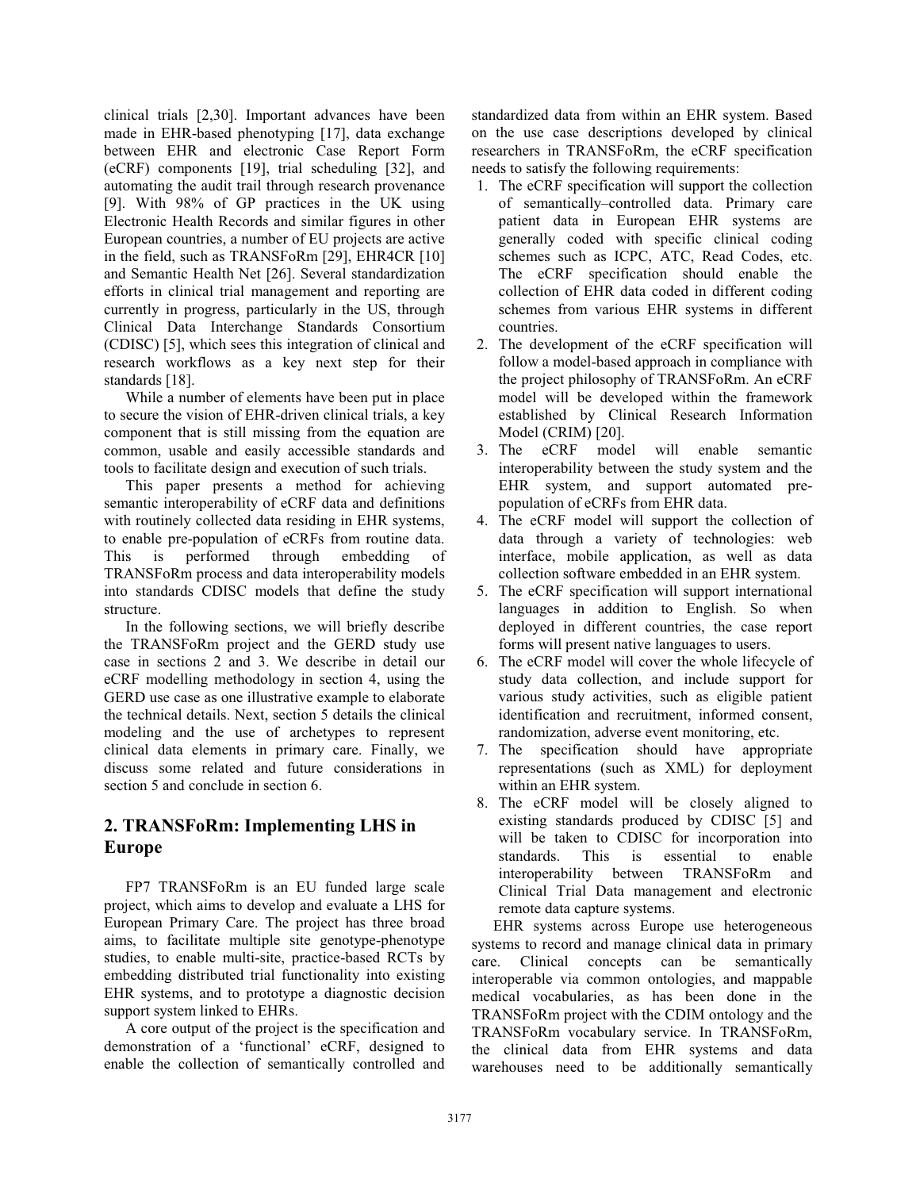clinical trials [2,30]. Important advances have been made in EHR-based phenotyping [17], data exchange between EHR and electronic Case Report Form (eCRF) components [19], trial scheduling [32], and automating the audit trail through research provenance [9]. With 98% of GP practices in the UK using Electronic Health Records and similar figures in other European countries, a number of EU projects are active in the field, such as TRANSFoRm [29], EHR4CR [10] and Semantic Health Net [26]. Several standardization efforts in clinical trial management and reporting are currently in progress, particularly in the US, through Clinical Data Interchange Standards Consortium (CDISC) [5], which sees this integration of clinical and research workflows as a key next step for their standards [18].

While a number of elements have been put in place to secure the vision of EHR-driven clinical trials, a key component that is still missing from the equation are common, usable and easily accessible standards and tools to facilitate design and execution of such trials.

This paper presents a method for achieving semantic interoperability of eCRF data and definitions with routinely collected data residing in EHR systems, to enable pre-population of eCRFs from routine data. This is performed through embedding of TRANSFoRm process and data interoperability models into standards CDISC models that define the study structure.

In the following sections, we will briefly describe the TRANSFoRm project and the GERD study use case in sections 2 and 3. We describe in detail our eCRF modelling methodology in section 4, using the GERD use case as one illustrative example to elaborate the technical details. Next, section 5 details the clinical modeling and the use of archetypes to represent clinical data elements in primary care. Finally, we discuss some related and future considerations in section 5 and conclude in section 6.

## 2. TRANSFoRm: Implementing LHS in Europe

FP7 TRANSFoRm is an EU funded large scale project, which aims to develop and evaluate a LHS for European Primary Care. The project has three broad aims, to facilitate multiple site genotype-phenotype studies, to enable multi-site, practice-based RCTs by embedding distributed trial functionality into existing EHR systems, and to prototype a diagnostic decision support system linked to EHRs.

A core output of the project is the specification and demonstration of a 'functional' eCRF, designed to enable the collection of semantically controlled and standardized data from within an EHR system. Based on the use case descriptions developed by clinical researchers in TRANSFoRm, the eCRF specification needs to satisfy the following requirements:

1. The eCRF specification will support the collection of semantically–controlled data. Primary care patient data in European EHR systems are generally coded with specific clinical coding schemes such as ICPC, ATC, Read Codes, etc. The eCRF specification should enable the collection of EHR data coded in different coding schemes from various EHR systems in different countries.
2. The development of the eCRF specification will follow a model-based approach in compliance with the project philosophy of TRANSFoRm. An eCRF model will be developed within the framework established by Clinical Research Information Model (CRIM) [20].
3. The eCRF model will enable semantic interoperability between the study system and the EHR system, and support automated pre-population of eCRFs from EHR data.
4. The eCRF model will support the collection of data through a variety of technologies: web interface, mobile application, as well as data collection software embedded in an EHR system.
5. The eCRF specification will support international languages in addition to English. So when deployed in different countries, the case report forms will present native languages to users.
6. The eCRF model will cover the whole lifecycle of study data collection, and include support for various study activities, such as eligible patient identification and recruitment, informed consent, randomization, adverse event monitoring, etc.
7. The specification should have appropriate representations (such as XML) for deployment within an EHR system.
8. The eCRF model will be closely aligned to existing standards produced by CDISC [5] and will be taken to CDISC for incorporation into standards. This is essential to enable interoperability between TRANSFoRm and Clinical Trial Data management and electronic remote data capture systems.

EHR systems across Europe use heterogeneous systems to record and manage clinical data in primary care. Clinical concepts can be semantically interoperable via common ontologies, and mappable medical vocabularies, as has been done in the TRANSFoRm project with the CDIM ontology and the TRANSFoRm vocabulary service. In TRANSFoRm, the clinical data from EHR systems and data warehouses need to be additionally semantically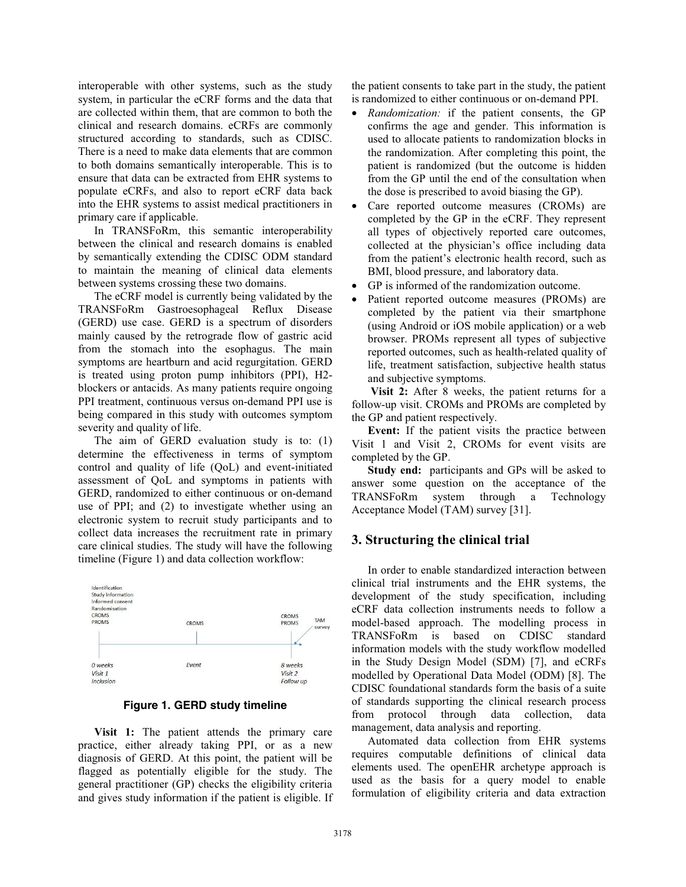interoperable with other systems, such as the study system, in particular the eCRF forms and the data that are collected within them, that are common to both the clinical and research domains. eCRFs are commonly structured according to standards, such as CDISC. There is a need to make data elements that are common to both domains semantically interoperable. This is to ensure that data can be extracted from EHR systems to populate eCRFs, and also to report eCRF data back into the EHR systems to assist medical practitioners in primary care if applicable.

In TRANSFoRm, this semantic interoperability between the clinical and research domains is enabled by semantically extending the CDISC ODM standard to maintain the meaning of clinical data elements between systems crossing these two domains.

The eCRF model is currently being validated by the TRANSFoRm Gastroesophageal Reflux Disease (GERD) use case. GERD is a spectrum of disorders mainly caused by the retrograde flow of gastric acid from the stomach into the esophagus. The main symptoms are heartburn and acid regurgitation. GERD is treated using proton pump inhibitors (PPI), H2-blockers or antacids. As many patients require ongoing PPI treatment, continuous versus on-demand PPI use is being compared in this study with outcomes symptom severity and quality of life.

The aim of GERD evaluation study is to: (1) determine the effectiveness in terms of symptom control and quality of life (QoL) and event-initiated assessment of QoL and symptoms in patients with GERD, randomized to either continuous or on-demand use of PPI; and (2) to investigate whether using an electronic system to recruit study participants and to collect data increases the recruitment rate in primary care clinical studies. The study will have the following timeline (Figure 1) and data collection workflow:

Identification
Study Information
Informed consent
Randomisation
CROMS
PROMS

CROMS

CROMS
PROMS
TAM survey

0 weeks
Visit 1
Inclusion

Event

8 weeks
Visit 2
Follow up

**Figure 1. GERD study timeline**

**Visit 1:** The patient attends the primary care practice, either already taking PPI, or as a new diagnosis of GERD. At this point, the patient will be flagged as potentially eligible for the study. The general practitioner (GP) checks the eligibility criteria and gives study information if the patient is eligible. If the patient consents to take part in the study, the patient is randomized to either continuous or on-demand PPI.

- *Randomization:* if the patient consents, the GP confirms the age and gender. This information is used to allocate patients to randomization blocks in the randomization. After completing this point, the patient is randomized (but the outcome is hidden from the GP until the end of the consultation when the dose is prescribed to avoid biasing the GP).
- Care reported outcome measures (CROMs) are completed by the GP in the eCRF. They represent all types of objectively reported care outcomes, collected at the physician's office including data from the patient's electronic health record, such as BMI, blood pressure, and laboratory data.
- GP is informed of the randomization outcome.
- Patient reported outcome measures (PROMs) are completed by the patient via their smartphone (using Android or iOS mobile application) or a web browser. PROMs represent all types of subjective reported outcomes, such as health-related quality of life, treatment satisfaction, subjective health status and subjective symptoms.

**Visit 2:** After 8 weeks, the patient returns for a follow-up visit. CROMs and PROMs are completed by the GP and patient respectively.

**Event:** If the patient visits the practice between Visit 1 and Visit 2, CROMs for event visits are completed by the GP.

**Study end:** participants and GPs will be asked to answer some question on the acceptance of the TRANSFoRm system through a Technology Acceptance Model (TAM) survey [31].

## 3. Structuring the clinical trial

In order to enable standardized interaction between clinical trial instruments and the EHR systems, the development of the study specification, including eCRF data collection instruments needs to follow a model-based approach. The modelling process in TRANSFoRm is based on CDISC standard information models with the study workflow modelled in the Study Design Model (SDM) [7], and eCRFs modelled by Operational Data Model (ODM) [8]. The CDISC foundational standards form the basis of a suite of standards supporting the clinical research process from protocol through data collection, data management, data analysis and reporting.

Automated data collection from EHR systems requires computable definitions of clinical data elements used. The openEHR archetype approach is used as the basis for a query model to enable formulation of eligibility criteria and data extraction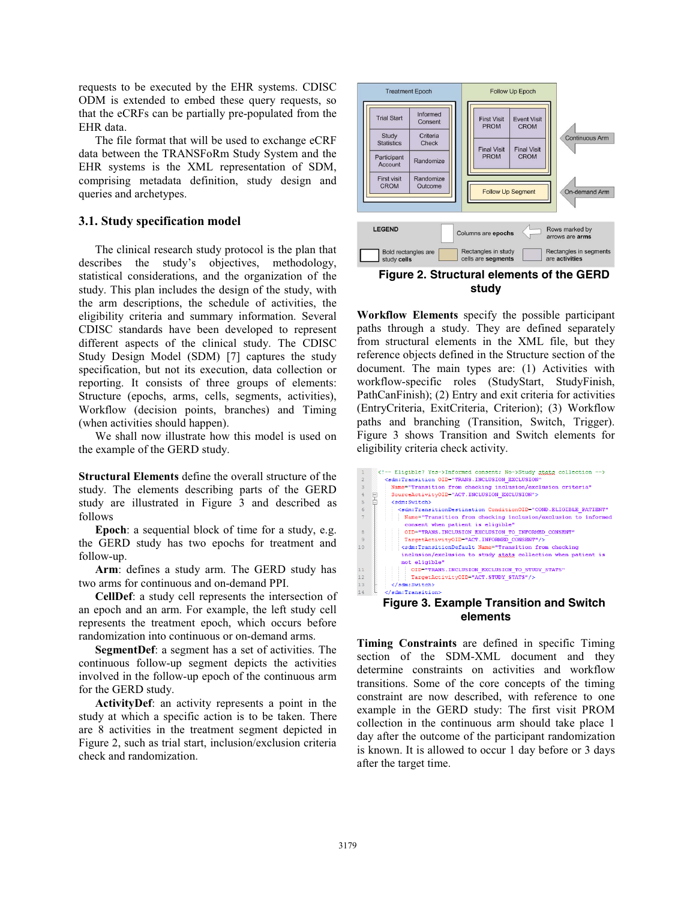requests to be executed by the EHR systems. CDISC ODM is extended to embed these query requests, so that the eCRFs can be partially pre-populated from the EHR data.

The file format that will be used to exchange eCRF data between the TRANSFoRm Study System and the EHR systems is the XML representation of SDM, comprising metadata definition, study design and queries and archetypes.

### 3.1. Study specification model

The clinical research study protocol is the plan that describes the study's objectives, methodology, statistical considerations, and the organization of the study. This plan includes the design of the study, with the arm descriptions, the schedule of activities, the eligibility criteria and summary information. Several CDISC standards have been developed to represent different aspects of the clinical study. The CDISC Study Design Model (SDM) [7] captures the study specification, but not its execution, data collection or reporting. It consists of three groups of elements: Structure (epochs, arms, cells, segments, activities), Workflow (decision points, branches) and Timing (when activities should happen).

We shall now illustrate how this model is used on the example of the GERD study.

**Structural Elements** define the overall structure of the study. The elements describing parts of the GERD study are illustrated in Figure 3 and described as follows

**Epoch**: a sequential block of time for a study, e.g. the GERD study has two epochs for treatment and follow-up.

**Arm**: defines a study arm. The GERD study has two arms for continuous and on-demand PPI.

**CellDef**: a study cell represents the intersection of an epoch and an arm. For example, the left study cell represents the treatment epoch, which occurs before randomization into continuous or on-demand arms.

**SegmentDef**: a segment has a set of activities. The continuous follow-up segment depicts the activities involved in the follow-up epoch of the continuous arm for the GERD study.

**ActivityDef**: an activity represents a point in the study at which a specific action is to be taken. There are 8 activities in the treatment segment depicted in Figure 2, such as trial start, inclusion/exclusion criteria check and randomization.

| Treatment Epoch | | Follow Up Epoch | | |
|---|---|---|---|---|
| Trial Start | Informed Consent | First Visit PROM | Event Visit CROM | Continuous Arm |
| Study Statistics | Criteria Check | Final Visit PROM | Final Visit CROM | |
| Participant Account | Randomize | Follow Up Segment | | On-demand Arm |
| First visit CROM | Randomize Outcome | | | |

LEGEND: Columns are epochs; Rows marked by arrows are arms; Bold rectangles are study cells; Rectangles in study cells are segments; Rectangles in segments are activities

**Figure 2. Structural elements of the GERD study**

**Workflow Elements** specify the possible participant paths through a study. They are defined separately from structural elements in the XML file, but they reference objects defined in the Structure section of the document. The main types are: (1) Activities with workflow-specific roles (StudyStart, StudyFinish, PathCanFinish); (2) Entry and exit criteria for activities (EntryCriteria, ExitCriteria, Criterion); (3) Workflow paths and branching (Transition, Switch, Trigger). Figure 3 shows Transition and Switch elements for eligibility criteria check activity.

```
1  <!-- Eligible? Yes->Informed consent; No->Study stats collection -->
2    <sdm:Transition OID="TRANS.INCLUSION_EXCLUSION"
3      Name="Transition from checking inclusion/exclusion criteria"
4      SourceActivityOID="ACT.INCLUSION_EXCLUSION">
5      <sdm:Switch>
6        <sdm:TransitionDestination ConditionOID="COND.ELIGIBLE_PATIENT"
7          Name="Transition from checking inclusion/exclusion to informed
             consent when patient is eligible"
8          OID="TRANS.INCLUSION_EXCLUSION_TO_INFORMED_CONSENT"
9          TargetActivityOID="ACT.INFORMED_CONSENT"/>
10       <sdm:TransitionDefault Name="Transition from checking
             inclusion/exclusion to study stats collection when patient is
             not eligible"
11         OID="TRANS.INCLUSION_EXCLUSION_TO_STUDY_STATS"
12         TargetActivityOID="ACT.STUDY_STATS"/>
13     </sdm:Switch>
14   </sdm:Transition>
```

**Figure 3. Example Transition and Switch elements**

**Timing Constraints** are defined in specific Timing section of the SDM-XML document and they determine constraints on activities and workflow transitions. Some of the core concepts of the timing constraint are now described, with reference to one example in the GERD study: The first visit PROM collection in the continuous arm should take place 1 day after the outcome of the participant randomization is known. It is allowed to occur 1 day before or 3 days after the target time.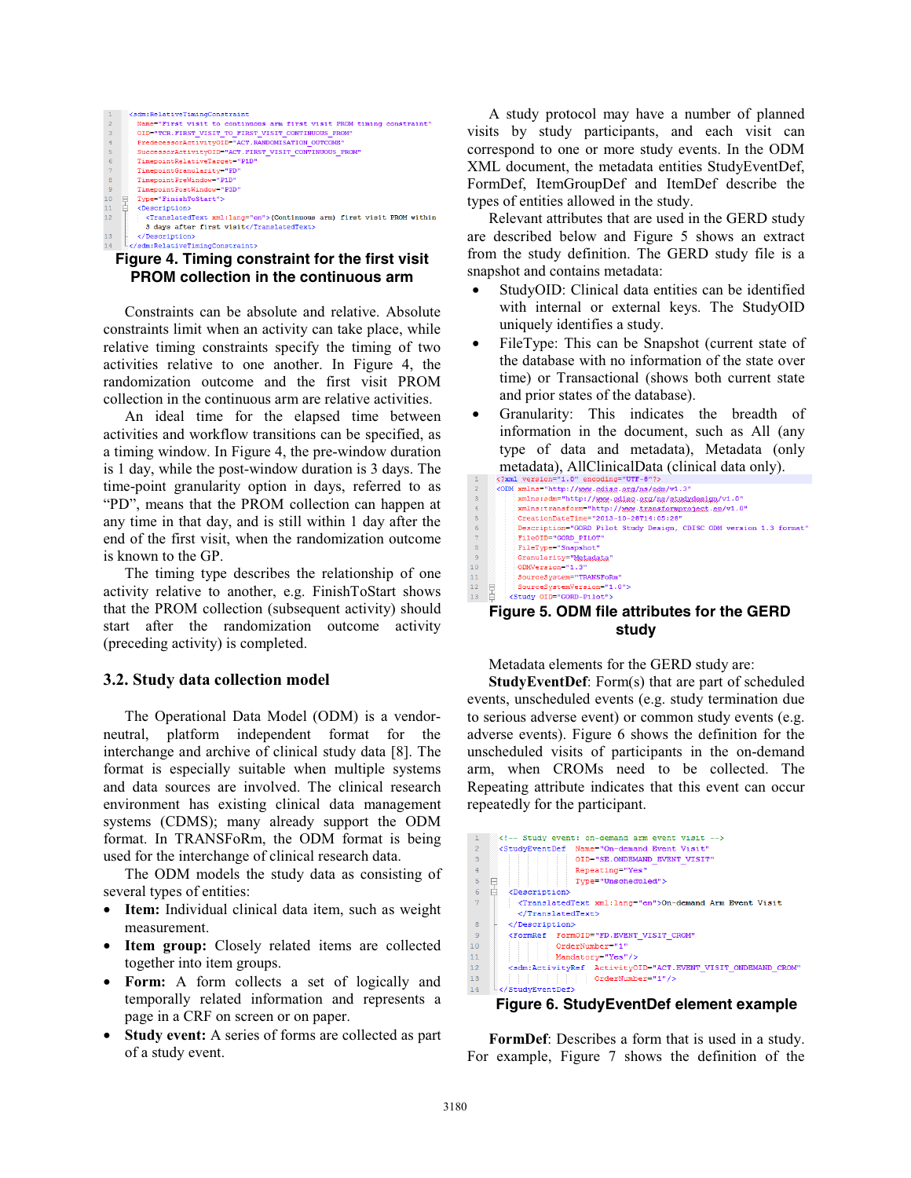```
<sdm:RelativeTimingConstraint
    Name="First visit to continuous arm first visit PROM timing constraint"
    OID="TCR.FIRST_VISIT_TO_FIRST_VISIT_CONTINUOUS_PROM"
    PredecessorActivityOID="ACT.RANDOMISATION_OUTCOME"
    SuccessorActivityOID="ACT.FIRST_VISIT_CONTINUOUS_PROM"
    TimepointRelativeTarget="P1D"
    TimepointGranularity="PD"
    TimepointPreWindow="P1D"
    TimepointPostWindow="P3D"
    Type="FinishToStart">
    <Description>
        <TranslatedText xml:lang="en">(Continuous arm) first visit PROM within
        3 days after first visit</TranslatedText>
    </Description>
</sdm:RelativeTimingConstraint>
```

**Figure 4. Timing constraint for the first visit PROM collection in the continuous arm**

Constraints can be absolute and relative. Absolute constraints limit when an activity can take place, while relative timing constraints specify the timing of two activities relative to one another. In Figure 4, the randomization outcome and the first visit PROM collection in the continuous arm are relative activities.

An ideal time for the elapsed time between activities and workflow transitions can be specified, as a timing window. In Figure 4, the pre-window duration is 1 day, while the post-window duration is 3 days. The time-point granularity option in days, referred to as "PD", means that the PROM collection can happen at any time in that day, and is still within 1 day after the end of the first visit, when the randomization outcome is known to the GP.

The timing type describes the relationship of one activity relative to another, e.g. FinishToStart shows that the PROM collection (subsequent activity) should start after the randomization outcome activity (preceding activity) is completed.

### 3.2. Study data collection model

The Operational Data Model (ODM) is a vendor-neutral, platform independent format for the interchange and archive of clinical study data [8]. The format is especially suitable when multiple systems and data sources are involved. The clinical research environment has existing clinical data management systems (CDMS); many already support the ODM format. In TRANSFoRm, the ODM format is being used for the interchange of clinical research data.

The ODM models the study data as consisting of several types of entities:

- **Item:** Individual clinical data item, such as weight measurement.
- **Item group:** Closely related items are collected together into item groups.
- **Form:** A form collects a set of logically and temporally related information and represents a page in a CRF on screen or on paper.
- **Study event:** A series of forms are collected as part of a study event.

A study protocol may have a number of planned visits by study participants, and each visit can correspond to one or more study events. In the ODM XML document, the metadata entities StudyEventDef, FormDef, ItemGroupDef and ItemDef describe the types of entities allowed in the study.

Relevant attributes that are used in the GERD study are described below and Figure 5 shows an extract from the study definition. The GERD study file is a snapshot and contains metadata:

- StudyOID: Clinical data entities can be identified with internal or external keys. The StudyOID uniquely identifies a study.
- FileType: This can be Snapshot (current state of the database with no information of the state over time) or Transactional (shows both current state and prior states of the database).
- Granularity: This indicates the breadth of information in the document, such as All (any type of data and metadata), Metadata (only metadata), AllClinicalData (clinical data only).

```
<?xml version="1.0" encoding="UTF-8"?>
<ODM xmlns="http://www.cdisc.org/ns/odm/v1.3"
    xmlns:sdm="http://www.cdisc.org/ns/studydesign/v1.0"
    xmlns:transform="http://www.transformproject.eu/v1.0"
    CreationDateTime="2013-10-28T14:05:28"
    Description="GORD Pilot Study Design, CDISC ODM version 1.3 format"
    FileOID="GORD_PILOT"
    FileType="Snapshot"
    Granularity="Metadata"
    ODMVersion="1.3"
    SourceSystem="TRANSFoRm"
    SourceSystemVersion="1.0">
    <Study OID="GORD-Pilot">
```

**Figure 5. ODM file attributes for the GERD study**

Metadata elements for the GERD study are:

**StudyEventDef**: Form(s) that are part of scheduled events, unscheduled events (e.g. study termination due to serious adverse event) or common study events (e.g. adverse events). Figure 6 shows the definition for the unscheduled visits of participants in the on-demand arm, when CROMs need to be collected. The Repeating attribute indicates that this event can occur repeatedly for the participant.

```
<!-- Study event: on-demand arm event visit -->
<StudyEventDef Name="On-demand Event Visit"
               OID="SE.ONDEMAND_EVENT_VISIT"
               Repeating="Yes"
               Type="Unscheduled">
    <Description>
        <TranslatedText xml:lang="en">On-demand Arm Event Visit
        </TranslatedText>
    </Description>
    <FormRef FormOID="FD.EVENT_VISIT_CROM"
             OrderNumber="1"
             Mandatory="Yes"/>
    <sdm:ActivityRef ActivityOID="ACT.EVENT_VISIT_ONDEMAND_CROM"
                     OrderNumber="1"/>
</StudyEventDef>
```

**Figure 6. StudyEventDef element example**

**FormDef**: Describes a form that is used in a study. For example, Figure 7 shows the definition of the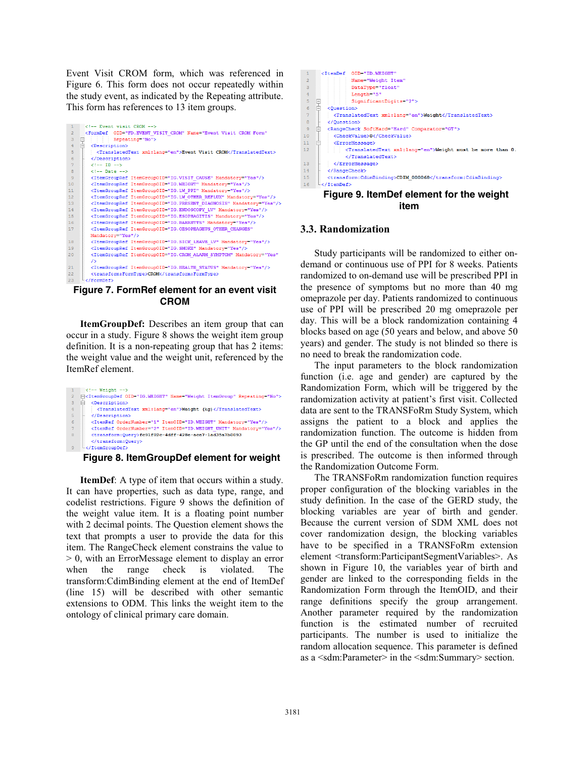Event Visit CROM form, which was referenced in Figure 6. This form does not occur repeatedly within the study event, as indicated by the Repeating attribute. This form has references to 13 item groups.

```
1   <!-- Event visit CROM -->
2   <FormDef  OID="FD.EVENT_VISIT_CROM" Name="Event Visit CROM Form"
        Repeating="No">
3   <Description>
4     <TranslatedText xml:lang="en">Event Visit CROM</TranslatedText>
5   </Description>
6   <!-- ID -->
7   <!-- Date -->
8   <ItemGroupRef ItemGroupOID="IG.VISIT_CAUSE" Mandatory="Yes"/>
9   <ItemGroupRef ItemGroupOID="IG.WEIGHT" Mandatory="Yes"/>
10  <ItemGroupRef ItemGroupOID="IG.LW_PPI" Mandatory="Yes"/>
11  <ItemGroupRef ItemGroupOID="IG.LW_OTHER_REFLUX" Mandatory="Yes"/>
12  <ItemGroupRef ItemGroupOID="IG.PRESENT_DIAGNOSIS" Mandatory="Yes"/>
13  <ItemGroupRef ItemGroupOID="IG.ENDOSCOPY_LV" Mandatory="Yes"/>
14  <ItemGroupRef ItemGroupOID="IG.ESOPHAGITIS" Mandatory="Yes"/>
15  <ItemGroupRef ItemGroupOID="IG.BARRETTS" Mandatory="Yes"/>
16  <ItemGroupRef ItemGroupOID="IG.OESOPHAGEUS_OTHER_CHANGES"
    Mandatory="Yes"/>
17  <ItemGroupRef ItemGroupOID="IG.SICK_LEAVE_LV" Mandatory="Yes"/>
18  <ItemGroupRef ItemGroupOID="IG.SMOKE" Mandatory="Yes"/>
19  <ItemGroupRef ItemGroupOID="IG.CROM_ALARM_SYMPTOM" Mandatory="Yes"
    />
20  <ItemGroupRef ItemGroupOID="IG.HEALTH_STATUS" Mandatory="Yes"/>
21  <transform:FormType>CROM</transform:FormType>
22  </FormDef>
```

**Figure 7. FormRef element for an event visit CROM**

**ItemGroupDef:** Describes an item group that can occur in a study. Figure 8 shows the weight item group definition. It is a non-repeating group that has 2 items: the weight value and the weight unit, referenced by the ItemRef element.

```
1   <!-- Weight -->
2   <ItemGroupDef OID="IG.WEIGHT" Name="Weight ItemGroup" Repeating="No">
3     <Description>
4       <TranslatedText xml:lang="en">Weight (kg)</TranslatedText>
5     </Description>
6     <ItemRef OrderNumber="1" ItemOID="ID.WEIGHT" Mandatory="Yes"/>
7     <ItemRef OrderNumber="2" ItemOID="ID.WEIGHT_UNIT" Mandatory="Yes"/>
8     <transform:Query>fc91f02c-4dff-428e-ace7-1ad35a7b0093
      </transform:Query>
9   </ItemGroupDef>
```

**Figure 8. ItemGroupDef element for weight**

**ItemDef**: A type of item that occurs within a study. It can have properties, such as data type, range, and codelist restrictions. Figure 9 shows the definition of the weight value item. It is a floating point number with 2 decimal points. The Question element shows the text that prompts a user to provide the data for this item. The RangeCheck element constrains the value to > 0, with an ErrorMessage element to display an error when the range check is violated. The transform:CdimBinding element at the end of ItemDef (line 15) will be described with other semantic extensions to ODM. This links the weight item to the ontology of clinical primary care domain.

```
1   <ItemDef  OID="ID.WEIGHT"
2             Name="Weight Item"
3             DataType="float"
4             Length="5"
5             SignificantDigits="2">
6     <Question>
7       <TranslatedText xml:lang="en">Weight</TranslatedText>
8     </Question>
9     <RangeCheck SoftHard="Hard" Comparator="GT">
10      <CheckValue>0</CheckValue>
11      <ErrorMessage>
12        <TranslatedText xml:lang="en">Weight must be more than 0.
          </TranslatedText>
13      </ErrorMessage>
14    </RangeCheck>
15    <transform:CdimBinding>CDIM_000068</transform:CdimBinding>
16  </ItemDef>
```

**Figure 9. ItemDef element for the weight item**

### 3.3. Randomization

Study participants will be randomized to either on-demand or continuous use of PPI for 8 weeks. Patients randomized to on-demand use will be prescribed PPI in the presence of symptoms but no more than 40 mg omeprazole per day. Patients randomized to continuous use of PPI will be prescribed 20 mg omeprazole per day. This will be a block randomization containing 4 blocks based on age (50 years and below, and above 50 years) and gender. The study is not blinded so there is no need to break the randomization code.

The input parameters to the block randomization function (i.e. age and gender) are captured by the Randomization Form, which will be triggered by the randomization activity at patient's first visit. Collected data are sent to the TRANSFoRm Study System, which assigns the patient to a block and applies the randomization function. The outcome is hidden from the GP until the end of the consultation when the dose is prescribed. The outcome is then informed through the Randomization Outcome Form.

The TRANSFoRm randomization function requires proper configuration of the blocking variables in the study definition. In the case of the GERD study, the blocking variables are year of birth and gender. Because the current version of SDM XML does not cover randomization design, the blocking variables have to be specified in a TRANSFoRm extension element <transform:ParticipantSegmentVariables>. As shown in Figure 10, the variables year of birth and gender are linked to the corresponding fields in the Randomization Form through the ItemOID, and their range definitions specify the group arrangement. Another parameter required by the randomization function is the estimated number of recruited participants. The number is used to initialize the random allocation sequence. This parameter is defined as a <sdm:Parameter> in the <sdm:Summary> section.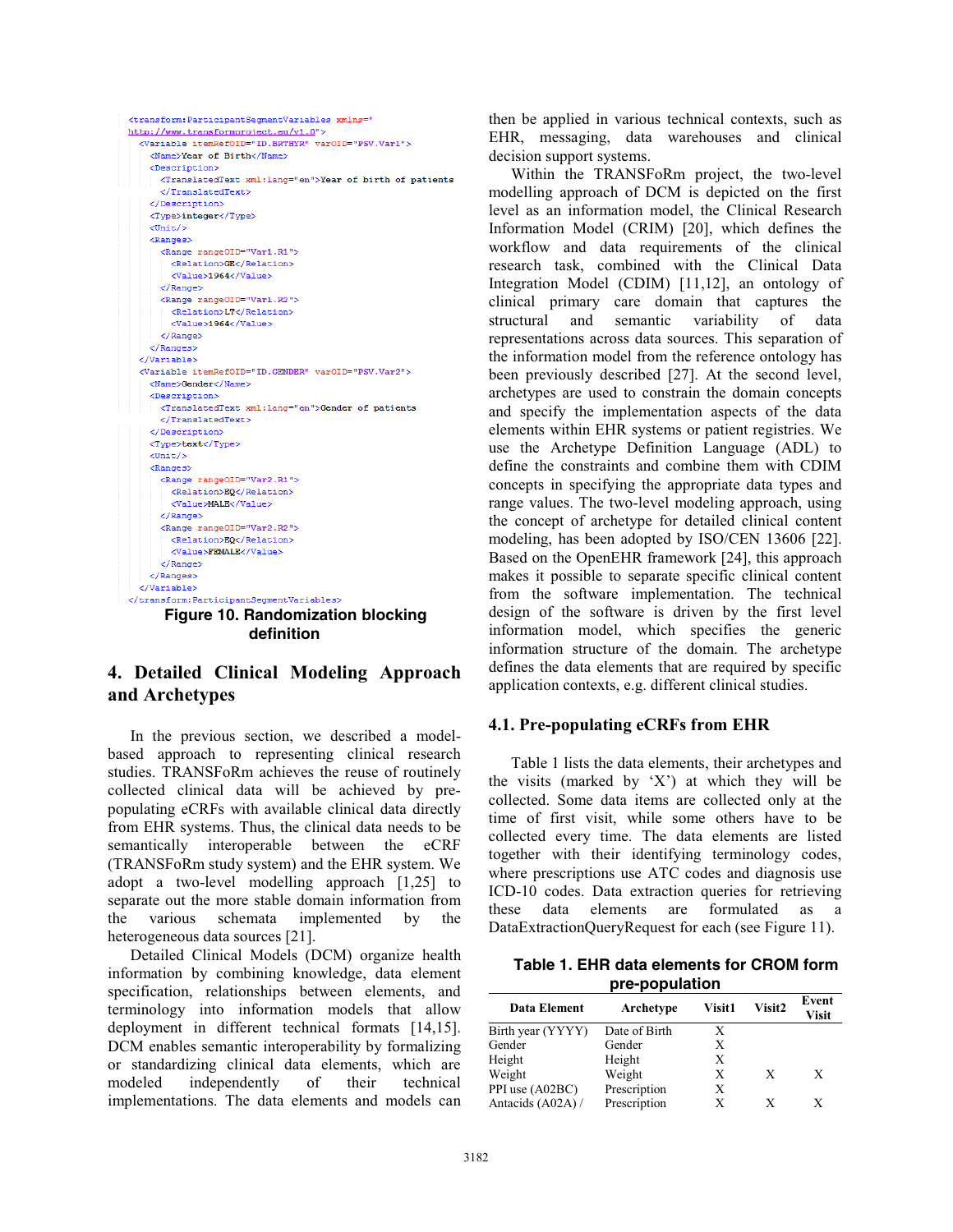```
<transform:ParticipantSegmentVariables xmlns="
http://www.transformproject.eu/v1.0">
  <Variable itemRefOID="ID.BRTHYR" varOID="PSV.Var1">
    <Name>Year of Birth</Name>
    <Description>
      <TranslatedText xml:lang="en">Year of birth of patients
      </TranslatedText>
    </Description>
    <Type>integer</Type>
    <Unit/>
    <Ranges>
      <Range rangeOID="Var1.R1">
        <Relation>GE</Relation>
        <Value>1964</Value>
      </Range>
      <Range rangeOID="Var1.R2">
        <Relation>LT</Relation>
        <Value>1964</Value>
      </Range>
    </Ranges>
  </Variable>
  <Variable itemRefOID="ID.GENDER" varOID="PSV.Var2">
    <Name>Gender</Name>
    <Description>
      <TranslatedText xml:lang="en">Gender of patients
      </TranslatedText>
    </Description>
    <Type>text</Type>
    <Unit/>
    <Ranges>
      <Range rangeOID="Var2.R1">
        <Relation>EQ</Relation>
        <Value>MALE</Value>
      </Range>
      <Range rangeOID="Var2.R2">
        <Relation>EQ</Relation>
        <Value>FEMALE</Value>
      </Range>
    </Ranges>
  </Variable>
</transform:ParticipantSegmentVariables>
```

**Figure 10. Randomization blocking definition**

## 4. Detailed Clinical Modeling Approach and Archetypes

In the previous section, we described a model-based approach to representing clinical research studies. TRANSFoRm achieves the reuse of routinely collected clinical data will be achieved by pre-populating eCRFs with available clinical data directly from EHR systems. Thus, the clinical data needs to be semantically interoperable between the eCRF (TRANSFoRm study system) and the EHR system. We adopt a two-level modelling approach [1,25] to separate out the more stable domain information from the various schemata implemented by the heterogeneous data sources [21].

Detailed Clinical Models (DCM) organize health information by combining knowledge, data element specification, relationships between elements, and terminology into information models that allow deployment in different technical formats [14,15]. DCM enables semantic interoperability by formalizing or standardizing clinical data elements, which are modeled independently of their technical implementations. The data elements and models can then be applied in various technical contexts, such as EHR, messaging, data warehouses and clinical decision support systems.

Within the TRANSFoRm project, the two-level modelling approach of DCM is depicted on the first level as an information model, the Clinical Research Information Model (CRIM) [20], which defines the workflow and data requirements of the clinical research task, combined with the Clinical Data Integration Model (CDIM) [11,12], an ontology of clinical primary care domain that captures the structural and semantic variability of data representations across data sources. This separation of the information model from the reference ontology has been previously described [27]. At the second level, archetypes are used to constrain the domain concepts and specify the implementation aspects of the data elements within EHR systems or patient registries. We use the Archetype Definition Language (ADL) to define the constraints and combine them with CDIM concepts in specifying the appropriate data types and range values. The two-level modeling approach, using the concept of archetype for detailed clinical content modeling, has been adopted by ISO/CEN 13606 [22]. Based on the OpenEHR framework [24], this approach makes it possible to separate specific clinical content from the software implementation. The technical design of the software is driven by the first level information model, which specifies the generic information structure of the domain. The archetype defines the data elements that are required by specific application contexts, e.g. different clinical studies.

### 4.1. Pre-populating eCRFs from EHR

Table 1 lists the data elements, their archetypes and the visits (marked by 'X') at which they will be collected. Some data items are collected only at the time of first visit, while some others have to be collected every time. The data elements are listed together with their identifying terminology codes, where prescriptions use ATC codes and diagnosis use ICD-10 codes. Data extraction queries for retrieving these data elements are formulated as a DataExtractionQueryRequest for each (see Figure 11).

**Table 1. EHR data elements for CROM form pre-population**

| Data Element | Archetype | Visit1 | Visit2 | Event Visit |
|---|---|---|---|---|
| Birth year (YYYY) | Date of Birth | X | | |
| Gender | Gender | X | | |
| Height | Height | X | | |
| Weight | Weight | X | X | X |
| PPI use (A02BC) | Prescription | X | | |
| Antacids (A02A) / | Prescription | X | X | X |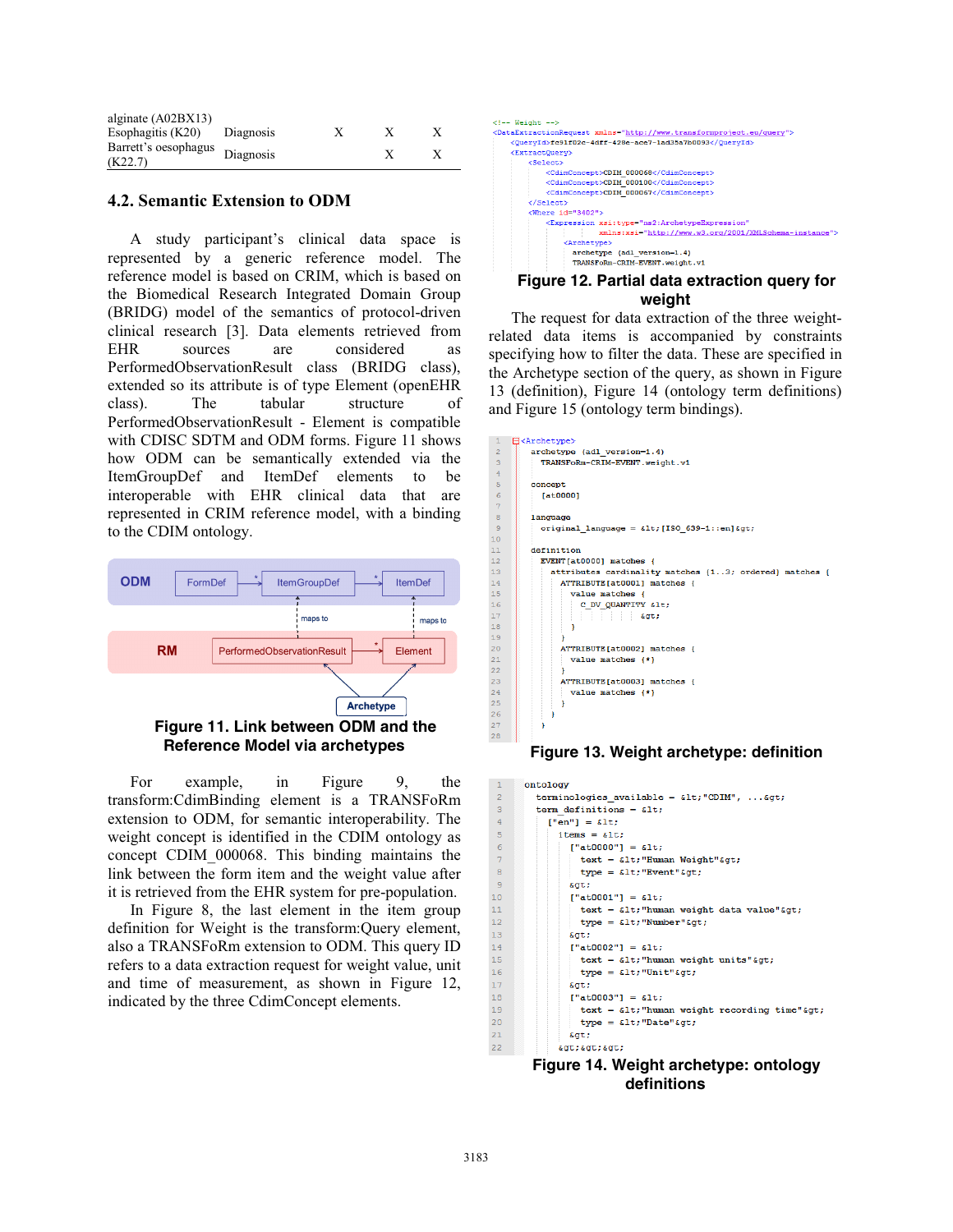| | | | | |
|---|---|---|---|---|
| alginate (A02BX13) | | | | |
| Esophagitis (K20) | Diagnosis | X | X | X |
| Barrett's oesophagus (K22.7) | Diagnosis | | X | X |

## 4.2. Semantic Extension to ODM

A study participant's clinical data space is represented by a generic reference model. The reference model is based on CRIM, which is based on the Biomedical Research Integrated Domain Group (BRIDG) model of the semantics of protocol-driven clinical research [3]. Data elements retrieved from EHR sources are considered as PerformedObservationResult class (BRIDG class), extended so its attribute is of type Element (openEHR class). The tabular structure of PerformedObservationResult - Element is compatible with CDISC SDTM and ODM forms. Figure 11 shows how ODM can be semantically extended via the ItemGroupDef and ItemDef elements to be interoperable with EHR clinical data that are represented in CRIM reference model, with a binding to the CDIM ontology.

**Figure 11. Link between ODM and the Reference Model via archetypes**

For example, in Figure 9, the transform:CdimBinding element is a TRANSFoRm extension to ODM, for semantic interoperability. The weight concept is identified in the CDIM ontology as concept CDIM_000068. This binding maintains the link between the form item and the weight value after it is retrieved from the EHR system for pre-population.

In Figure 8, the last element in the item group definition for Weight is the transform:Query element, also a TRANSFoRm extension to ODM. This query ID refers to a data extraction request for weight value, unit and time of measurement, as shown in Figure 12, indicated by the three CdimConcept elements.

```
<!-- Weight -->
<DataExtractionRequest xmlns="http://www.transformproject.eu/query">
    <QueryId>fc91f02c-4dff-428e-ace7-1ad35a7b0093</QueryId>
    <ExtractQuery>
        <Select>
            <CdimConcept>CDIM_000068</CdimConcept>
            <CdimConcept>CDIM_000100</CdimConcept>
            <CdimConcept>CDIM_000067</CdimConcept>
        </Select>
        <Where id="3402">
            <Expression xsi:type="ns2:ArchetypeExpression"
                    xmlns:xsi="http://www.w3.org/2001/XMLSchema-instance">
                <Archetype>
                    archetype (adl_version=1.4)
                    TRANSFoRm-CRIM-EVENT.weight.v1
```

**Figure 12. Partial data extraction query for weight**

The request for data extraction of the three weight-related data items is accompanied by constraints specifying how to filter the data. These are specified in the Archetype section of the query, as shown in Figure 13 (definition), Figure 14 (ontology term definitions) and Figure 15 (ontology term bindings).

```
<Archetype>
  archetype (adl_version=1.4)
    TRANSFoRm-CRIM-EVENT.weight.v1

  concept
    [at0000]

  language
    original_language = &lt;[ISO_639-1::en]&gt;

  definition
    EVENT[at0000] matches {
      attributes cardinality matches {1..3; ordered} matches {
        ATTRIBUTE[at0001] matches {
          value matches {
            C_DV_QUANTITY &lt;
                    &gt;
          }
        }
        ATTRIBUTE[at0002] matches {
          value matches {*}
        }
        ATTRIBUTE[at0003] matches {
          value matches {*}
        }
      }
    }
```

**Figure 13. Weight archetype: definition**

```
ontology
  terminologies_available = &lt;"CDIM", ...&gt;
  term_definitions = &lt;
    ["en"] = &lt;
      items = &lt;
        ["at0000"] = &lt;
          text = &lt;"Human Weight"&gt;
          type = &lt;"Event"&gt;
        &gt;
        ["at0001"] = &lt;
          text = &lt;"human weight data value"&gt;
          type = &lt;"Number"&gt;
        &gt;
        ["at0002"] = &lt;
          text = &lt;"human weight units"&gt;
          type = &lt;"Unit"&gt;
        &gt;
        ["at0003"] = &lt;
          text = &lt;"human weight recording time"&gt;
          type = &lt;"Date"&gt;
        &gt;
      &gt;&gt;&gt;
```

**Figure 14. Weight archetype: ontology definitions**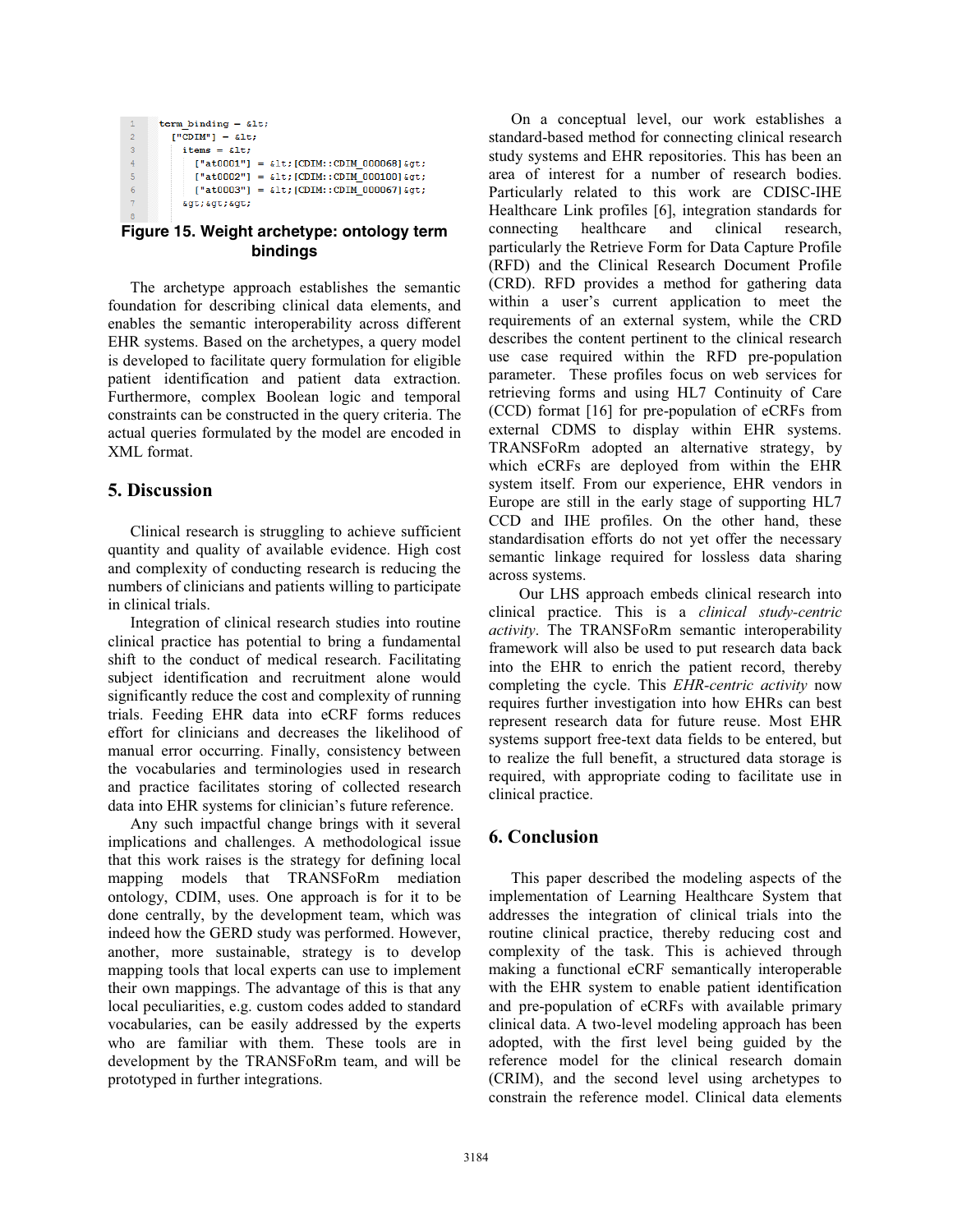```
term_binding = &lt;
  ["CDIM"] = &lt;
    items = &lt;
      ["at0001"] = &lt;[CDIM::CDIM_000068]&gt;
      ["at0002"] = &lt;[CDIM::CDIM_000100]&gt;
      ["at0003"] = &lt;[CDIM::CDIM_000067]&gt;
    &gt;&gt;&gt;
```

**Figure 15. Weight archetype: ontology term bindings**

The archetype approach establishes the semantic foundation for describing clinical data elements, and enables the semantic interoperability across different EHR systems. Based on the archetypes, a query model is developed to facilitate query formulation for eligible patient identification and patient data extraction. Furthermore, complex Boolean logic and temporal constraints can be constructed in the query criteria. The actual queries formulated by the model are encoded in XML format.

## 5. Discussion

Clinical research is struggling to achieve sufficient quantity and quality of available evidence. High cost and complexity of conducting research is reducing the numbers of clinicians and patients willing to participate in clinical trials.

Integration of clinical research studies into routine clinical practice has potential to bring a fundamental shift to the conduct of medical research. Facilitating subject identification and recruitment alone would significantly reduce the cost and complexity of running trials. Feeding EHR data into eCRF forms reduces effort for clinicians and decreases the likelihood of manual error occurring. Finally, consistency between the vocabularies and terminologies used in research and practice facilitates storing of collected research data into EHR systems for clinician's future reference.

Any such impactful change brings with it several implications and challenges. A methodological issue that this work raises is the strategy for defining local mapping models that TRANSFoRm mediation ontology, CDIM, uses. One approach is for it to be done centrally, by the development team, which was indeed how the GERD study was performed. However, another, more sustainable, strategy is to develop mapping tools that local experts can use to implement their own mappings. The advantage of this is that any local peculiarities, e.g. custom codes added to standard vocabularies, can be easily addressed by the experts who are familiar with them. These tools are in development by the TRANSFoRm team, and will be prototyped in further integrations.

On a conceptual level, our work establishes a standard-based method for connecting clinical research study systems and EHR repositories. This has been an area of interest for a number of research bodies. Particularly related to this work are CDISC-IHE Healthcare Link profiles [6], integration standards for connecting healthcare and clinical research, particularly the Retrieve Form for Data Capture Profile (RFD) and the Clinical Research Document Profile (CRD). RFD provides a method for gathering data within a user's current application to meet the requirements of an external system, while the CRD describes the content pertinent to the clinical research use case required within the RFD pre-population parameter. These profiles focus on web services for retrieving forms and using HL7 Continuity of Care (CCD) format [16] for pre-population of eCRFs from external CDMS to display within EHR systems. TRANSFoRm adopted an alternative strategy, by which eCRFs are deployed from within the EHR system itself. From our experience, EHR vendors in Europe are still in the early stage of supporting HL7 CCD and IHE profiles. On the other hand, these standardisation efforts do not yet offer the necessary semantic linkage required for lossless data sharing across systems.

Our LHS approach embeds clinical research into clinical practice. This is a *clinical study-centric activity*. The TRANSFoRm semantic interoperability framework will also be used to put research data back into the EHR to enrich the patient record, thereby completing the cycle. This *EHR-centric activity* now requires further investigation into how EHRs can best represent research data for future reuse. Most EHR systems support free-text data fields to be entered, but to realize the full benefit, a structured data storage is required, with appropriate coding to facilitate use in clinical practice.

## 6. Conclusion

This paper described the modeling aspects of the implementation of Learning Healthcare System that addresses the integration of clinical trials into the routine clinical practice, thereby reducing cost and complexity of the task. This is achieved through making a functional eCRF semantically interoperable with the EHR system to enable patient identification and pre-population of eCRFs with available primary clinical data. A two-level modeling approach has been adopted, with the first level being guided by the reference model for the clinical research domain (CRIM), and the second level using archetypes to constrain the reference model. Clinical data elements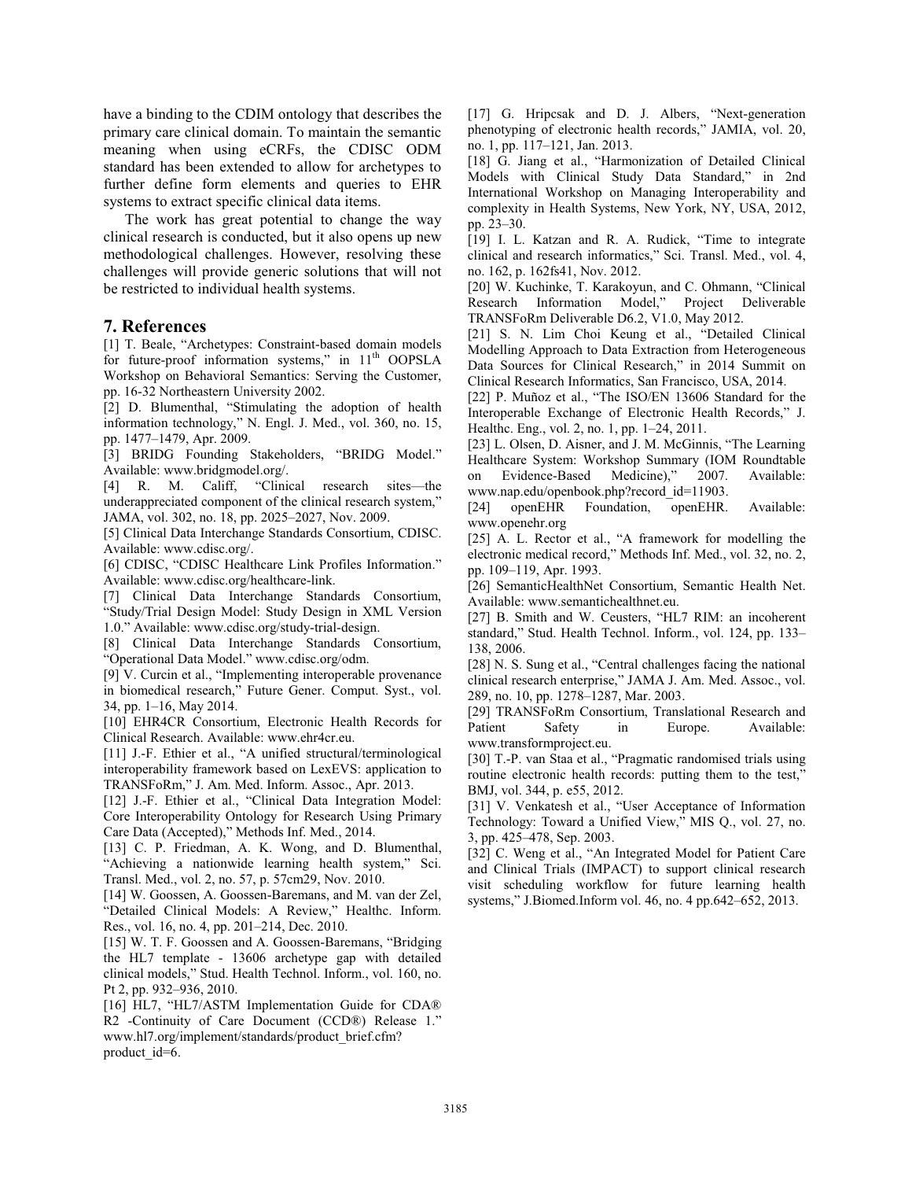have a binding to the CDIM ontology that describes the primary care clinical domain. To maintain the semantic meaning when using eCRFs, the CDISC ODM standard has been extended to allow for archetypes to further define form elements and queries to EHR systems to extract specific clinical data items.

The work has great potential to change the way clinical research is conducted, but it also opens up new methodological challenges. However, resolving these challenges will provide generic solutions that will not be restricted to individual health systems.

## 7. References

[1] T. Beale, "Archetypes: Constraint-based domain models for future-proof information systems," in 11th OOPSLA Workshop on Behavioral Semantics: Serving the Customer, pp. 16-32 Northeastern University 2002.

[2] D. Blumenthal, "Stimulating the adoption of health information technology," N. Engl. J. Med., vol. 360, no. 15, pp. 1477–1479, Apr. 2009.

[3] BRIDG Founding Stakeholders, "BRIDG Model." Available: www.bridgmodel.org/.

[4] R. M. Califf, "Clinical research sites—the underappreciated component of the clinical research system," JAMA, vol. 302, no. 18, pp. 2025–2027, Nov. 2009.

[5] Clinical Data Interchange Standards Consortium, CDISC. Available: www.cdisc.org/.

[6] CDISC, "CDISC Healthcare Link Profiles Information." Available: www.cdisc.org/healthcare-link.

[7] Clinical Data Interchange Standards Consortium, "Study/Trial Design Model: Study Design in XML Version 1.0." Available: www.cdisc.org/study-trial-design.

[8] Clinical Data Interchange Standards Consortium, "Operational Data Model." www.cdisc.org/odm.

[9] V. Curcin et al., "Implementing interoperable provenance in biomedical research," Future Gener. Comput. Syst., vol. 34, pp. 1–16, May 2014.

[10] EHR4CR Consortium, Electronic Health Records for Clinical Research. Available: www.ehr4cr.eu.

[11] J.-F. Ethier et al., "A unified structural/terminological interoperability framework based on LexEVS: application to TRANSFoRm," J. Am. Med. Inform. Assoc., Apr. 2013.

[12] J.-F. Ethier et al., "Clinical Data Integration Model: Core Interoperability Ontology for Research Using Primary Care Data (Accepted)," Methods Inf. Med., 2014.

[13] C. P. Friedman, A. K. Wong, and D. Blumenthal, "Achieving a nationwide learning health system," Sci. Transl. Med., vol. 2, no. 57, p. 57cm29, Nov. 2010.

[14] W. Goossen, A. Goossen-Baremans, and M. van der Zel, "Detailed Clinical Models: A Review," Healthc. Inform. Res., vol. 16, no. 4, pp. 201–214, Dec. 2010.

[15] W. T. F. Goossen and A. Goossen-Baremans, "Bridging the HL7 template - 13606 archetype gap with detailed clinical models," Stud. Health Technol. Inform., vol. 160, no. Pt 2, pp. 932–936, 2010.

[16] HL7, "HL7/ASTM Implementation Guide for CDA® R2 -Continuity of Care Document (CCD®) Release 1." www.hl7.org/implement/standards/product_brief.cfm?product_id=6.

[17] G. Hripcsak and D. J. Albers, "Next-generation phenotyping of electronic health records," JAMIA, vol. 20, no. 1, pp. 117–121, Jan. 2013.

[18] G. Jiang et al., "Harmonization of Detailed Clinical Models with Clinical Study Data Standard," in 2nd International Workshop on Managing Interoperability and complexity in Health Systems, New York, NY, USA, 2012, pp. 23–30.

[19] I. L. Katzan and R. A. Rudick, "Time to integrate clinical and research informatics," Sci. Transl. Med., vol. 4, no. 162, p. 162fs41, Nov. 2012.

[20] W. Kuchinke, T. Karakoyun, and C. Ohmann, "Clinical Research Information Model," Project Deliverable TRANSFoRm Deliverable D6.2, V1.0, May 2012.

[21] S. N. Lim Choi Keung et al., "Detailed Clinical Modelling Approach to Data Extraction from Heterogeneous Data Sources for Clinical Research," in 2014 Summit on Clinical Research Informatics, San Francisco, USA, 2014.

[22] P. Muñoz et al., "The ISO/EN 13606 Standard for the Interoperable Exchange of Electronic Health Records," J. Healthc. Eng., vol. 2, no. 1, pp. 1–24, 2011.

[23] L. Olsen, D. Aisner, and J. M. McGinnis, "The Learning Healthcare System: Workshop Summary (IOM Roundtable on Evidence-Based Medicine)," 2007. Available: www.nap.edu/openbook.php?record_id=11903.

[24] openEHR Foundation, openEHR. Available: www.openehr.org

[25] A. L. Rector et al., "A framework for modelling the electronic medical record," Methods Inf. Med., vol. 32, no. 2, pp. 109–119, Apr. 1993.

[26] SemanticHealthNet Consortium, Semantic Health Net. Available: www.semantichealthnet.eu.

[27] B. Smith and W. Ceusters, "HL7 RIM: an incoherent standard," Stud. Health Technol. Inform., vol. 124, pp. 133–138, 2006.

[28] N. S. Sung et al., "Central challenges facing the national clinical research enterprise," JAMA J. Am. Med. Assoc., vol. 289, no. 10, pp. 1278–1287, Mar. 2003.

[29] TRANSFoRm Consortium, Translational Research and Patient Safety in Europe. Available: www.transformproject.eu.

[30] T.-P. van Staa et al., "Pragmatic randomised trials using routine electronic health records: putting them to the test," BMJ, vol. 344, p. e55, 2012.

[31] V. Venkatesh et al., "User Acceptance of Information Technology: Toward a Unified View," MIS Q., vol. 27, no. 3, pp. 425–478, Sep. 2003.

[32] C. Weng et al., "An Integrated Model for Patient Care and Clinical Trials (IMPACT) to support clinical research visit scheduling workflow for future learning health systems," J.Biomed.Inform vol. 46, no. 4 pp.642–652, 2013.